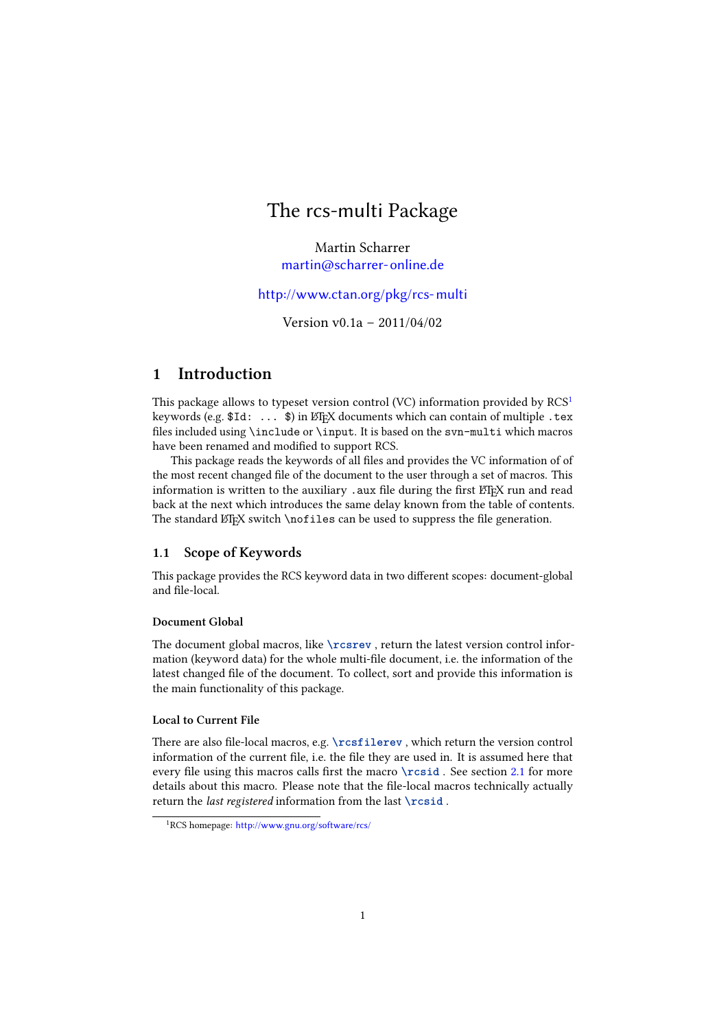# The rcs-multi Package

Martin Scharrer
martin@scharrer-online.de

http://www.ctan.org/pkg/rcs-multi

Version v0.1a – 2011/04/02

## 1 Introduction

This package allows to typeset version control (VC) information provided by RCS[1] keywords (e.g. `$Id: ... $`) in LaTeX documents which can contain of multiple `.tex` files included using `\include` or `\input`. It is based on the `svn-multi` which macros have been renamed and modified to support RCS.

This package reads the keywords of all files and provides the VC information of of the most recent changed file of the document to the user through a set of macros. This information is written to the auxiliary `.aux` file during the first LaTeX run and read back at the next which introduces the same delay known from the table of contents. The standard LaTeX switch `\nofiles` can be used to suppress the file generation.

### 1.1 Scope of Keywords

This package provides the RCS keyword data in two different scopes: document-global and file-local.

#### Document Global

The document global macros, like `\rcsrev` , return the latest version control information (keyword data) for the whole multi-file document, i.e. the information of the latest changed file of the document. To collect, sort and provide this information is the main functionality of this package.

#### Local to Current File

There are also file-local macros, e.g. `\rcsfilerev` , which return the version control information of the current file, i.e. the file they are used in. It is assumed here that every file using this macros calls first the macro `\rcsid` . See section 2.1 for more details about this macro. Please note that the file-local macros technically actually return the *last registered* information from the last `\rcsid` .

[1] RCS homepage: http://www.gnu.org/software/rcs/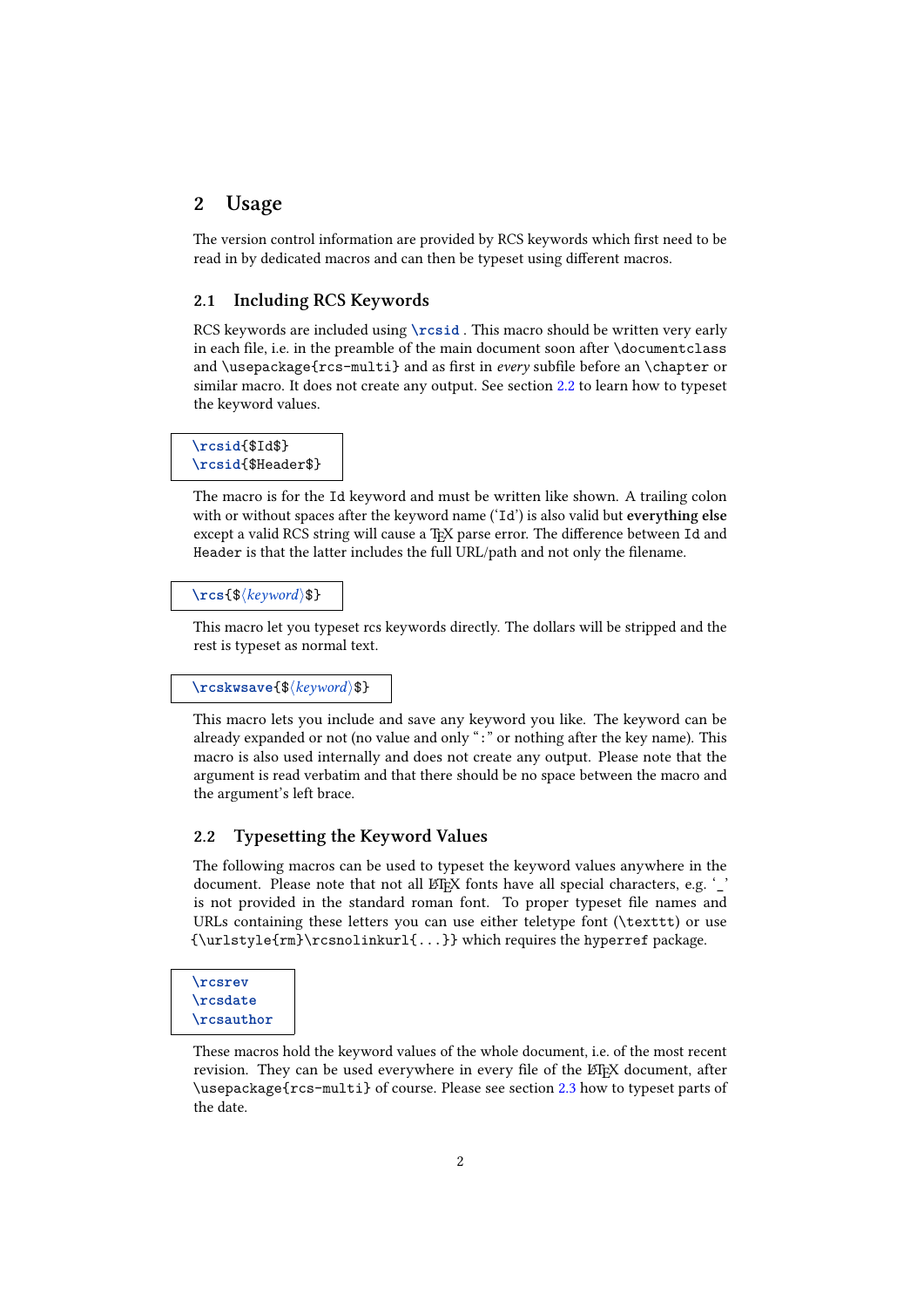## 2 Usage

The version control information are provided by RCS keywords which first need to be read in by dedicated macros and can then be typeset using different macros.

### 2.1 Including RCS Keywords

RCS keywords are included using `\rcsid`. This macro should be written very early in each file, i.e. in the preamble of the main document soon after `\documentclass` and `\usepackage{rcs-multi}` and as first in *every* subfile before an `\chapter` or similar macro. It does not create any output. See section 2.2 to learn how to typeset the keyword values.

```
\rcsid{$Id$}
\rcsid{$Header$}
```

The macro is for the `Id` keyword and must be written like shown. A trailing colon with or without spaces after the keyword name ('`Id`') is also valid but **everything else** except a valid RCS string will cause a TeX parse error. The difference between `Id` and `Header` is that the latter includes the full URL/path and not only the filename.

```
\rcs{$⟨keyword⟩$}
```

This macro let you typeset rcs keywords directly. The dollars will be stripped and the rest is typeset as normal text.

```
\rcskwsave{$⟨keyword⟩$}
```

This macro lets you include and save any keyword you like. The keyword can be already expanded or not (no value and only "`:`" or nothing after the key name). This macro is also used internally and does not create any output. Please note that the argument is read verbatim and that there should be no space between the macro and the argument's left brace.

### 2.2 Typesetting the Keyword Values

The following macros can be used to typeset the keyword values anywhere in the document. Please note that not all LaTeX fonts have all special characters, e.g. '`_`' is not provided in the standard roman font. To proper typeset file names and URLs containing these letters you can use either teletype font (`\texttt`) or use `{\urlstyle{rm}\rcsnolinkurl{...}}` which requires the `hyperref` package.

```
\rcsrev
\rcsdate
\rcsauthor
```

These macros hold the keyword values of the whole document, i.e. of the most recent revision. They can be used everywhere in every file of the LaTeX document, after `\usepackage{rcs-multi}` of course. Please see section 2.3 how to typeset parts of the date.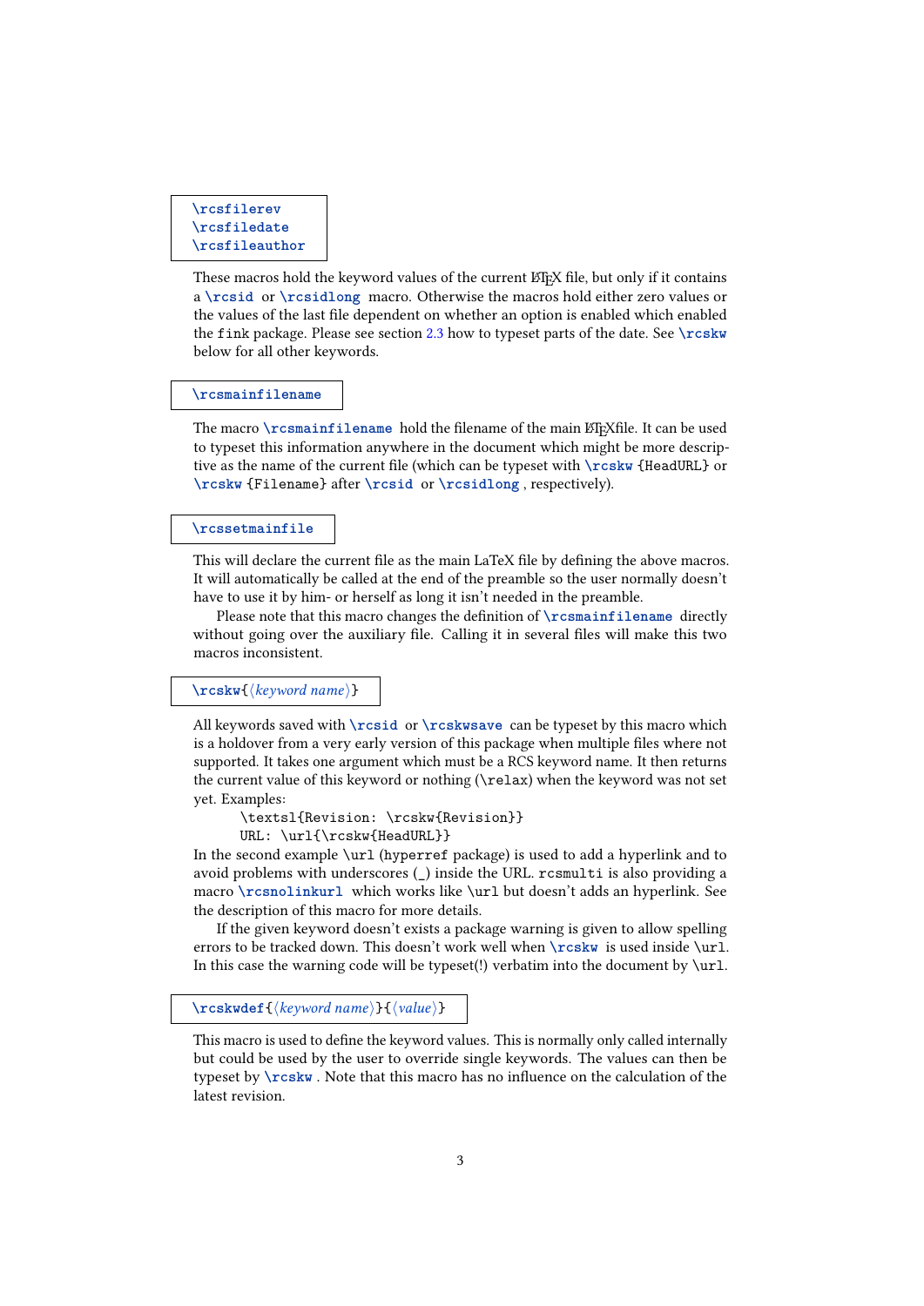`\rcsfilerev`
`\rcsfiledate`
`\rcsfileauthor`

These macros hold the keyword values of the current LaTeX file, but only if it contains a `\rcsid` or `\rcsidlong` macro. Otherwise the macros hold either zero values or the values of the last file dependent on whether an option is enabled which enabled the `fink` package. Please see section 2.3 how to typeset parts of the date. See `\rcskw` below for all other keywords.

`\rcsmainfilename`

The macro `\rcsmainfilename` hold the filename of the main LaTeXfile. It can be used to typeset this information anywhere in the document which might be more descriptive as the name of the current file (which can be typeset with `\rcskw {HeadURL}` or `\rcskw {Filename}` after `\rcsid` or `\rcsidlong` , respectively).

`\rcssetmainfile`

This will declare the current file as the main LaTeX file by defining the above macros. It will automatically be called at the end of the preamble so the user normally doesn't have to use it by him- or herself as long it isn't needed in the preamble.

Please note that this macro changes the definition of `\rcsmainfilename` directly without going over the auxiliary file. Calling it in several files will make this two macros inconsistent.

`\rcskw{`⟨*keyword name*⟩`}`

All keywords saved with `\rcsid` or `\rcskwsave` can be typeset by this macro which is a holdover from a very early version of this package when multiple files where not supported. It takes one argument which must be a RCS keyword name. It then returns the current value of this keyword or nothing (`\relax`) when the keyword was not set yet. Examples:

```
\textsl{Revision: \rcskw{Revision}}
URL: \url{\rcskw{HeadURL}}
```

In the second example `\url` (`hyperref` package) is used to add a hyperlink and to avoid problems with underscores (_) inside the URL. `rcsmulti` is also providing a macro `\rcsnolinkurl` which works like `\url` but doesn't adds an hyperlink. See the description of this macro for more details.

If the given keyword doesn't exists a package warning is given to allow spelling errors to be tracked down. This doesn't work well when `\rcskw` is used inside `\url`. In this case the warning code will be typeset(!) verbatim into the document by `\url`.

`\rcskwdef{`⟨*keyword name*⟩`}{`⟨*value*⟩`}`

This macro is used to define the keyword values. This is normally only called internally but could be used by the user to override single keywords. The values can then be typeset by `\rcskw` . Note that this macro has no influence on the calculation of the latest revision.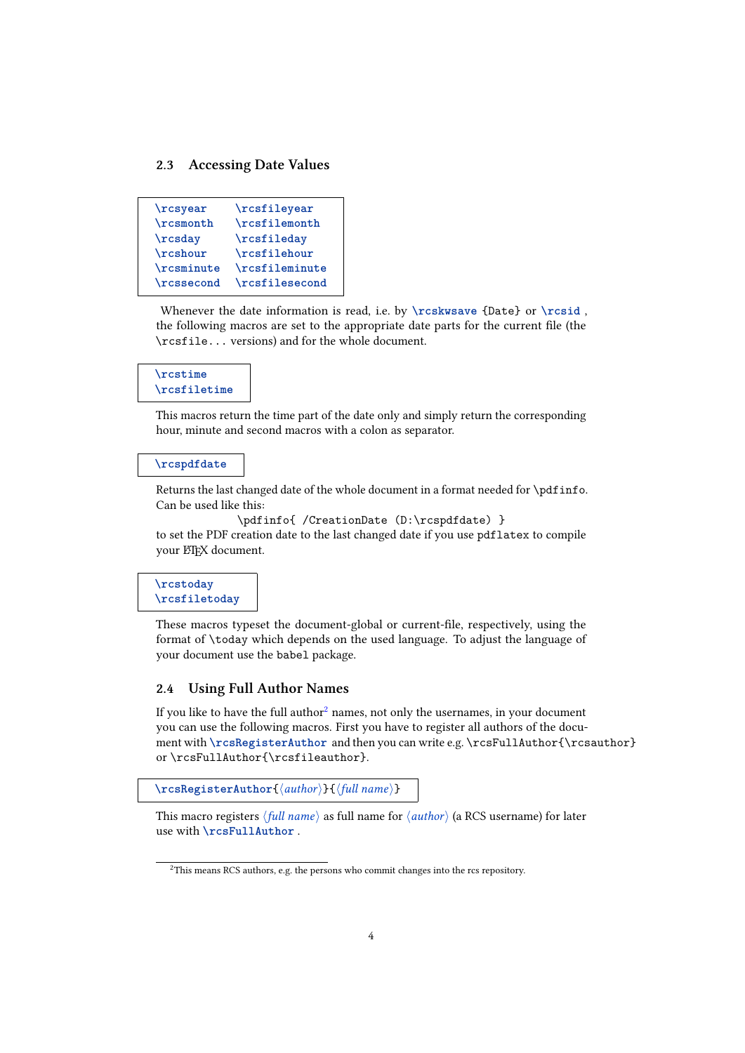### 2.3 Accessing Date Values

```
\rcsyear     \rcsfileyear
\rcsmonth    \rcsfilemonth
\rcsday      \rcsfileday
\rcshour     \rcsfilehour
\rcsminute   \rcsfileminute
\rcssecond   \rcsfilesecond
```

Whenever the date information is read, i.e. by `\rcskwsave` {Date} or `\rcsid` , the following macros are set to the appropriate date parts for the current file (the `\rcsfile...` versions) and for the whole document.

```
\rcstime
\rcsfiletime
```

This macros return the time part of the date only and simply return the corresponding hour, minute and second macros with a colon as separator.

```
\rcspdfdate
```

Returns the last changed date of the whole document in a format needed for `\pdfinfo`. Can be used like this:

```
\pdfinfo{ /CreationDate (D:\rcspdfdate) }
```

to set the PDF creation date to the last changed date if you use `pdflatex` to compile your LaTeX document.

```
\rcstoday
\rcsfiletoday
```

These macros typeset the document-global or current-file, respectively, using the format of `\today` which depends on the used language. To adjust the language of your document use the `babel` package.

### 2.4 Using Full Author Names

If you like to have the full author[2] names, not only the usernames, in your document you can use the following macros. First you have to register all authors of the document with `\rcsRegisterAuthor` and then you can write e.g. `\rcsFullAuthor{\rcsauthor}` or `\rcsFullAuthor{\rcsfileauthor}`.

```
\rcsRegisterAuthor{⟨author⟩}{⟨full name⟩}
```

This macro registers ⟨*full name*⟩ as full name for ⟨*author*⟩ (a RCS username) for later use with `\rcsFullAuthor` .

[2]This means RCS authors, e.g. the persons who commit changes into the rcs repository.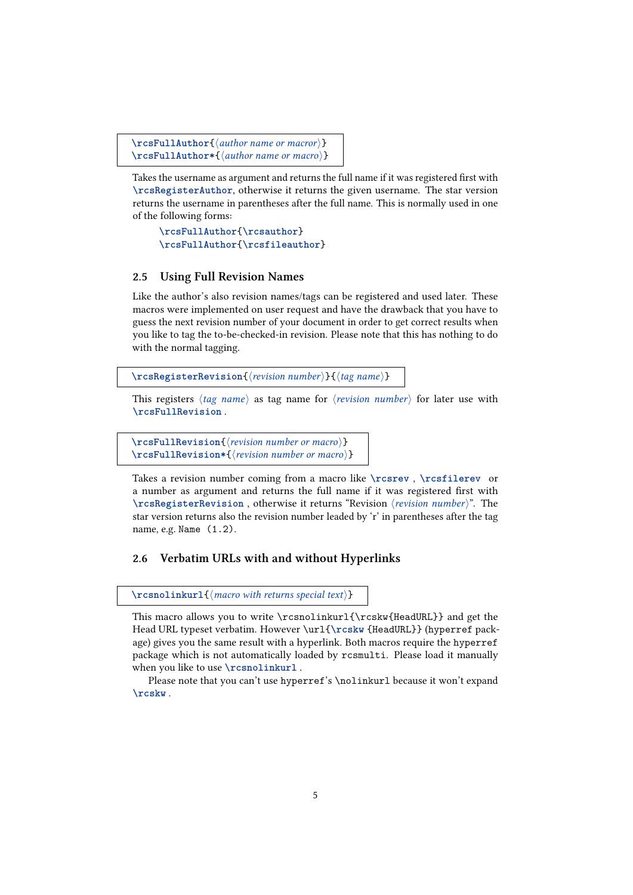```
\rcsFullAuthor{⟨author name or macror⟩}
\rcsFullAuthor*{⟨author name or macro⟩}
```

Takes the username as argument and returns the full name if it was registered first with `\rcsRegisterAuthor`, otherwise it returns the given username. The star version returns the username in parentheses after the full name. This is normally used in one of the following forms:

```
\rcsFullAuthor{\rcsauthor}
\rcsFullAuthor{\rcsfileauthor}
```

### 2.5 Using Full Revision Names

Like the author's also revision names/tags can be registered and used later. These macros were implemented on user request and have the drawback that you have to guess the next revision number of your document in order to get correct results when you like to tag the to-be-checked-in revision. Please note that this has nothing to do with the normal tagging.

```
\rcsRegisterRevision{⟨revision number⟩}{⟨tag name⟩}
```

This registers ⟨*tag name*⟩ as tag name for ⟨*revision number*⟩ for later use with `\rcsFullRevision`.

```
\rcsFullRevision{⟨revision number or macro⟩}
\rcsFullRevision*{⟨revision number or macro⟩}
```

Takes a revision number coming from a macro like `\rcsrev`, `\rcsfilerev` or a number as argument and returns the full name if it was registered first with `\rcsRegisterRevision`, otherwise it returns "Revision ⟨*revision number*⟩". The star version returns also the revision number leaded by 'r' in parentheses after the tag name, e.g. `Name (1.2)`.

### 2.6 Verbatim URLs with and without Hyperlinks

```
\rcsnolinkurl{⟨macro with returns special text⟩}
```

This macro allows you to write `\rcsnolinkurl{\rcskw{HeadURL}}` and get the Head URL typeset verbatim. However `\url{\rcskw{HeadURL}}` (`hyperref` package) gives you the same result with a hyperlink. Both macros require the `hyperref` package which is not automatically loaded by `rcsmulti`. Please load it manually when you like to use `\rcsnolinkurl`.

Please note that you can't use `hyperref`'s `\nolinkurl` because it won't expand `\rcskw`.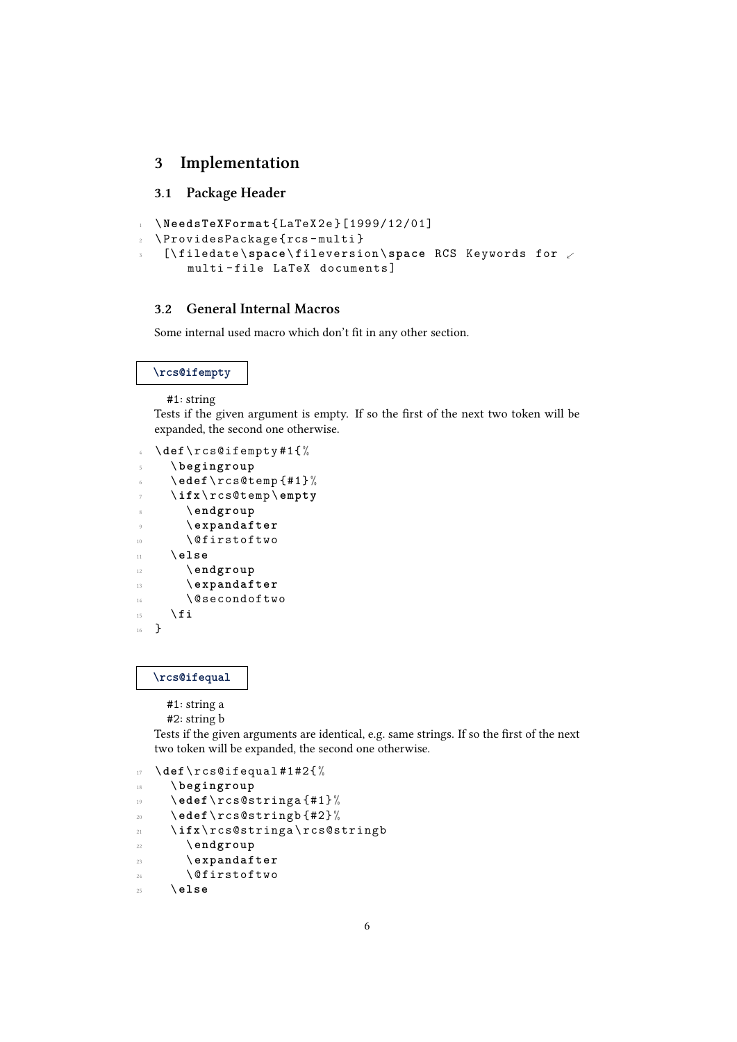# 3 Implementation

## 3.1 Package Header

```
\NeedsTeXFormat{LaTeX2e}[1999/12/01]
\ProvidesPackage{rcs-multi}
 [\filedate\space\fileversion\space RCS Keywords for multi-file LaTeX documents]
```

## 3.2 General Internal Macros

Some internal used macro which don't fit in any other section.

**\rcs@ifempty**

#1: string

Tests if the given argument is empty. If so the first of the next two token will be expanded, the second one otherwise.

```
\def\rcs@ifempty#1{%
  \begingroup
  \edef\rcs@temp{#1}%
  \ifx\rcs@temp\empty
    \endgroup
    \expandafter
    \@firstoftwo
  \else
    \endgroup
    \expandafter
    \@secondoftwo
  \fi
}
```

**\rcs@ifequal**

#1: string a

#2: string b

Tests if the given arguments are identical, e.g. same strings. If so the first of the next two token will be expanded, the second one otherwise.

```
\def\rcs@ifequal#1#2{%
  \begingroup
  \edef\rcs@stringa{#1}%
  \edef\rcs@stringb{#2}%
  \ifx\rcs@stringa\rcs@stringb
    \endgroup
    \expandafter
    \@firstoftwo
  \else
```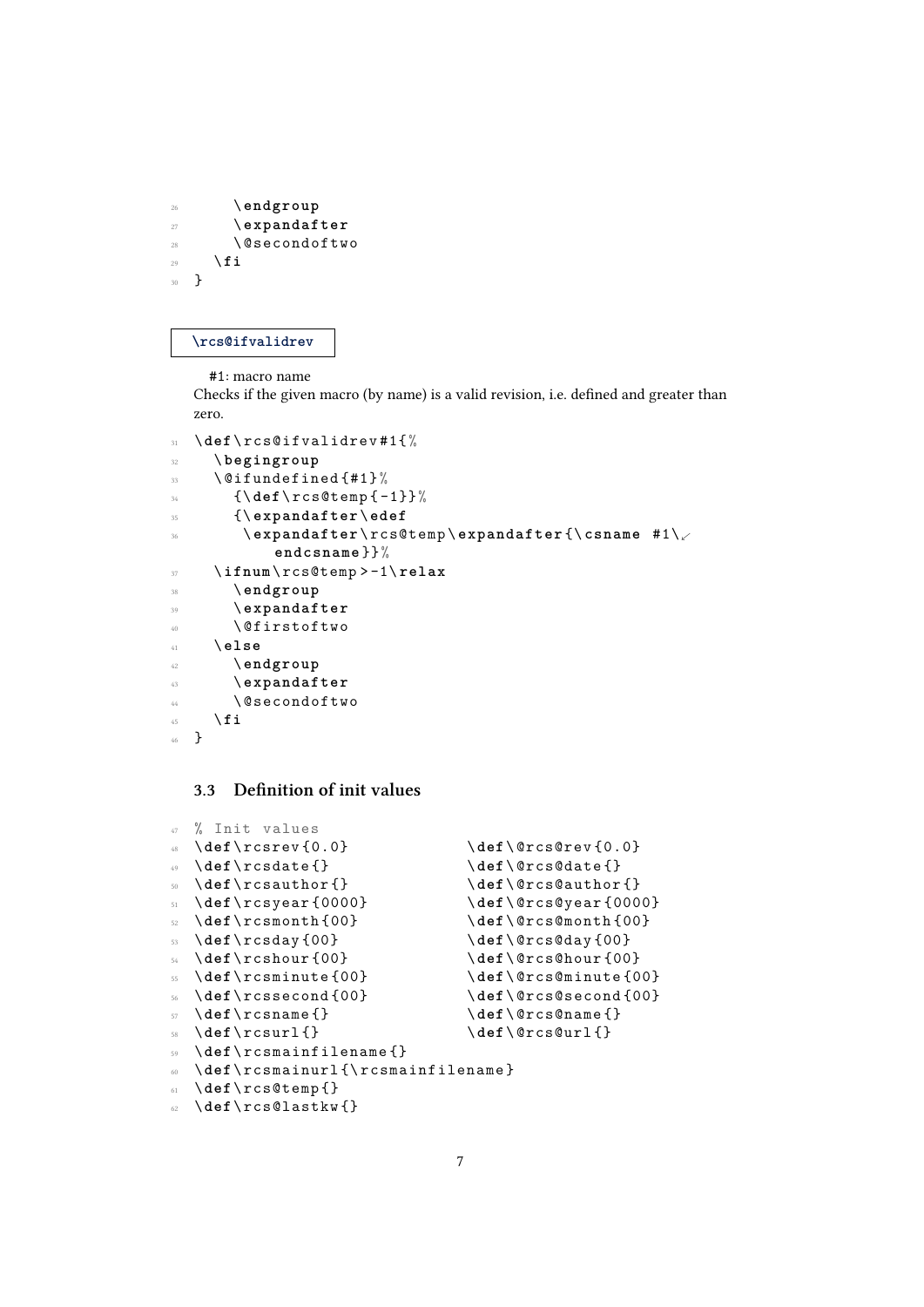```
26      \endgroup
27      \expandafter
28      \@secondoftwo
29    \fi
30  }
```

**\rcs@ifvalidrev**

#1: macro name
Checks if the given macro (by name) is a valid revision, i.e. defined and greater than zero.

```
31  \def\rcs@ifvalidrev#1{%
32    \begingroup
33    \@ifundefined{#1}%
34      {\def\rcs@temp{-1}}%
35      {\expandafter\edef
36       \expandafter\rcs@temp\expandafter{\csname #1\endcsname}}%
37    \ifnum\rcs@temp>-1\relax
38      \endgroup
39      \expandafter
40      \@firstoftwo
41    \else
42      \endgroup
43      \expandafter
44      \@secondoftwo
45    \fi
46  }
```

### 3.3 Definition of init values

```
47  % Init values
48  \def\rcsrev{0.0}            \def\@rcs@rev{0.0}
49  \def\rcsdate{}              \def\@rcs@date{}
50  \def\rcsauthor{}            \def\@rcs@author{}
51  \def\rcsyear{0000}          \def\@rcs@year{0000}
52  \def\rcsmonth{00}           \def\@rcs@month{00}
53  \def\rcsday{00}             \def\@rcs@day{00}
54  \def\rcshour{00}            \def\@rcs@hour{00}
55  \def\rcsminute{00}          \def\@rcs@minute{00}
56  \def\rcssecond{00}          \def\@rcs@second{00}
57  \def\rcsname{}              \def\@rcs@name{}
58  \def\rcsurl{}               \def\@rcs@url{}
59  \def\rcsmainfilename{}
60  \def\rcsmainurl{\rcsmainfilename}
61  \def\rcs@temp{}
62  \def\rcs@lastkw{}
```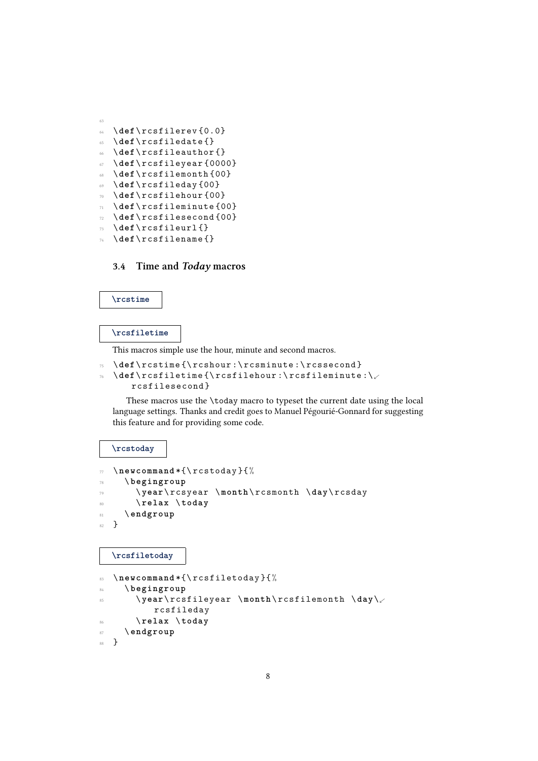```
\def\rcsfilerev{0.0}
\def\rcsfiledate{}
\def\rcsfileauthor{}
\def\rcsfileyear{0000}
\def\rcsfilemonth{00}
\def\rcsfileday{00}
\def\rcsfilehour{00}
\def\rcsfileminute{00}
\def\rcsfilesecond{00}
\def\rcsfileurl{}
\def\rcsfilename{}
```

### 3.4 Time and *Today* macros

`\rcstime`

`\rcsfiletime`

This macros simple use the hour, minute and second macros.

```
\def\rcstime{\rcshour:\rcsminute:\rcssecond}
\def\rcsfiletime{\rcsfilehour:\rcsfileminute:\rcsfilesecond}
```

These macros use the `\today` macro to typeset the current date using the local language settings. Thanks and credit goes to Manuel Pégourié-Gonnard for suggesting this feature and for providing some code.

`\rcstoday`

```
\newcommand*{\rcstoday}{%
  \begingroup
    \year\rcsyear \month\rcsmonth \day\rcsday
    \relax \today
  \endgroup
}
```

`\rcsfiletoday`

```
\newcommand*{\rcsfiletoday}{%
  \begingroup
    \year\rcsfileyear \month\rcsfilemonth \day\rcsfileday
    \relax \today
  \endgroup
}
```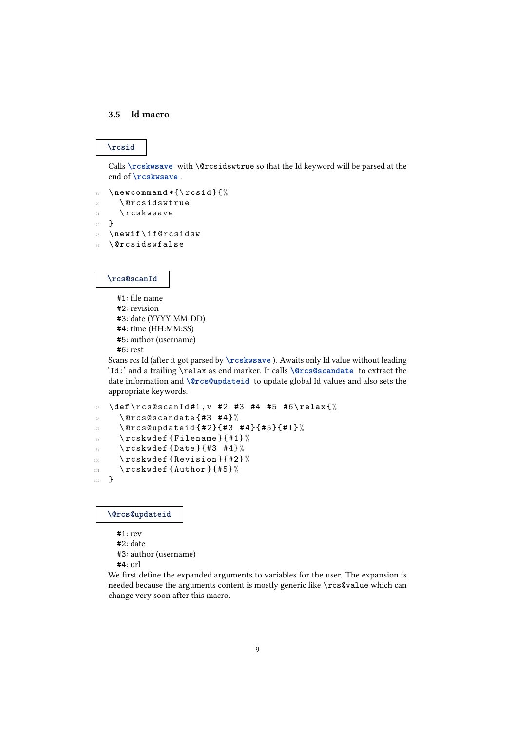### 3.5 Id macro

`\rcsid`

Calls `\rcskwsave` with `\@rcsidswtrue` so that the Id keyword will be parsed at the end of `\rcskwsave`.

```
89 \newcommand*{\rcsid}{%
90   \@rcsidswtrue
91   \rcskwsave
92 }
93 \newif\if@rcsidsw
94 \@rcsidswfalse
```

`\rcs@scanId`

#1: file name
#2: revision
#3: date (YYYY-MM-DD)
#4: time (HH:MM:SS)
#5: author (username)
#6: rest

Scans rcs Id (after it got parsed by `\rcskwsave`). Awaits only Id value without leading ‘`Id:`’ and a trailing `\relax` as end marker. It calls `\@rcs@scandate` to extract the date information and `\@rcs@updateid` to update global Id values and also sets the appropriate keywords.

```
95  \def\rcs@scanId#1,v #2 #3 #4 #5 #6\relax{%
96    \@rcs@scandate{#3 #4}%
97    \@rcs@updateid{#2}{#3 #4}{#5}{#1}%
98    \rcskwdef{Filename}{#1}%
99    \rcskwdef{Date}{#3 #4}%
100   \rcskwdef{Revision}{#2}%
101   \rcskwdef{Author}{#5}%
102 }
```

`\@rcs@updateid`

#1: rev
#2: date
#3: author (username)
#4: url

We first define the expanded arguments to variables for the user. The expansion is needed because the arguments content is mostly generic like `\rcs@value` which can change very soon after this macro.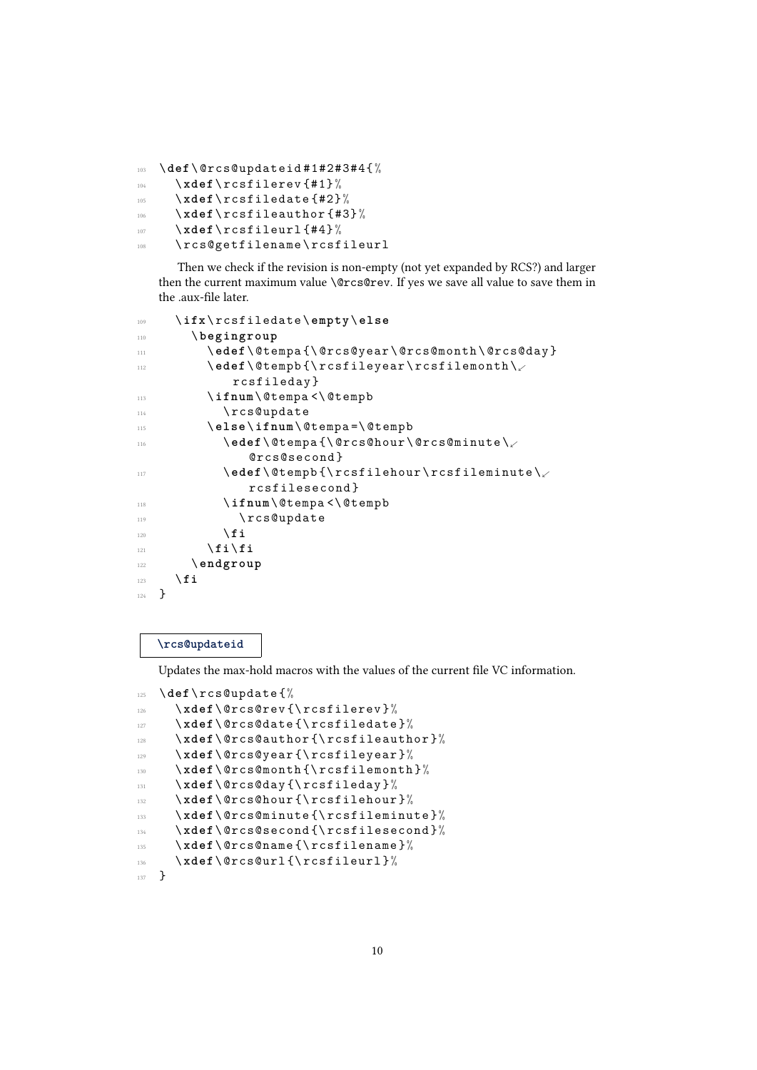```
103 \def\@rcs@updateid#1#2#3#4{%
104   \xdef\rcsfilerev{#1}%
105   \xdef\rcsfiledate{#2}%
106   \xdef\rcsfileauthor{#3}%
107   \xdef\rcsfileurl{#4}%
108   \rcs@getfilename\rcsfileurl
```

Then we check if the revision is non-empty (not yet expanded by RCS?) and larger then the current maximum value `\@rcs@rev`. If yes we save all value to save them in the .aux-file later.

```
109   \ifx\rcsfiledate\empty\else
110     \begingroup
111       \edef\@tempa{\@rcs@year\@rcs@month\@rcs@day}
112       \edef\@tempb{\rcsfileyear\rcsfilemonth\
            rcsfileday}
113       \ifnum\@tempa<\@tempb
114         \rcs@update
115       \else\ifnum\@tempa=\@tempb
116         \edef\@tempa{\@rcs@hour\@rcs@minute\
              @rcs@second}
117         \edef\@tempb{\rcsfilehour\rcsfileminute\
              rcsfilesecond}
118         \ifnum\@tempa<\@tempb
119           \rcs@update
120         \fi
121       \fi\fi
122     \endgroup
123   \fi
124 }
```

`\rcs@updateid`

Updates the max-hold macros with the values of the current file VC information.

```
125 \def\rcs@update{%
126   \xdef\@rcs@rev{\rcsfilerev}%
127   \xdef\@rcs@date{\rcsfiledate}%
128   \xdef\@rcs@author{\rcsfileauthor}%
129   \xdef\@rcs@year{\rcsfileyear}%
130   \xdef\@rcs@month{\rcsfilemonth}%
131   \xdef\@rcs@day{\rcsfileday}%
132   \xdef\@rcs@hour{\rcsfilehour}%
133   \xdef\@rcs@minute{\rcsfileminute}%
134   \xdef\@rcs@second{\rcsfilesecond}%
135   \xdef\@rcs@name{\rcsfilename}%
136   \xdef\@rcs@url{\rcsfileurl}%
137 }
```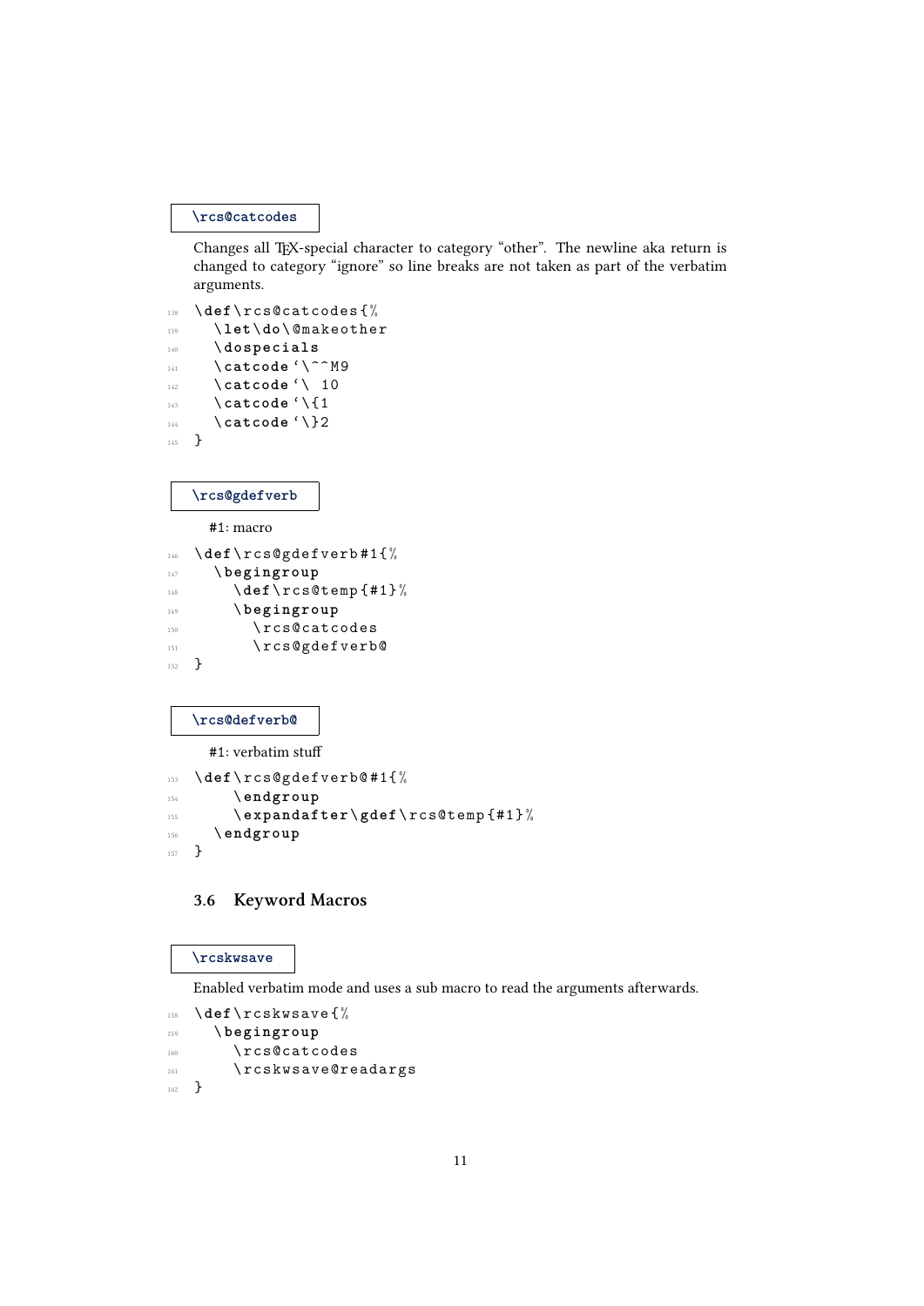`\rcs@catcodes`

Changes all TEX-special character to category "other". The newline aka return is changed to category "ignore" so line breaks are not taken as part of the verbatim arguments.

```
138 \def\rcs@catcodes{%
139   \let\do\@makeother
140   \dospecials
141   \catcode`\^^M9
142   \catcode`\ 10
143   \catcode`\{1
144   \catcode`\}2
145 }
```

`\rcs@gdefverb`

#1: macro

```
146 \def\rcs@gdefverb#1{%
147   \begingroup
148     \def\rcs@temp{#1}%
149     \begingroup
150       \rcs@catcodes
151       \rcs@gdefverb@
152 }
```

`\rcs@defverb@`

#1: verbatim stuff

```
153 \def\rcs@gdefverb@#1{%
154     \endgroup
155     \expandafter\gdef\rcs@temp{#1}%
156   \endgroup
157 }
```

### 3.6 Keyword Macros

`\rcskwsave`

Enabled verbatim mode and uses a sub macro to read the arguments afterwards.

```
158 \def\rcskwsave{%
159   \begingroup
160     \rcs@catcodes
161     \rcskwsave@readargs
162 }
```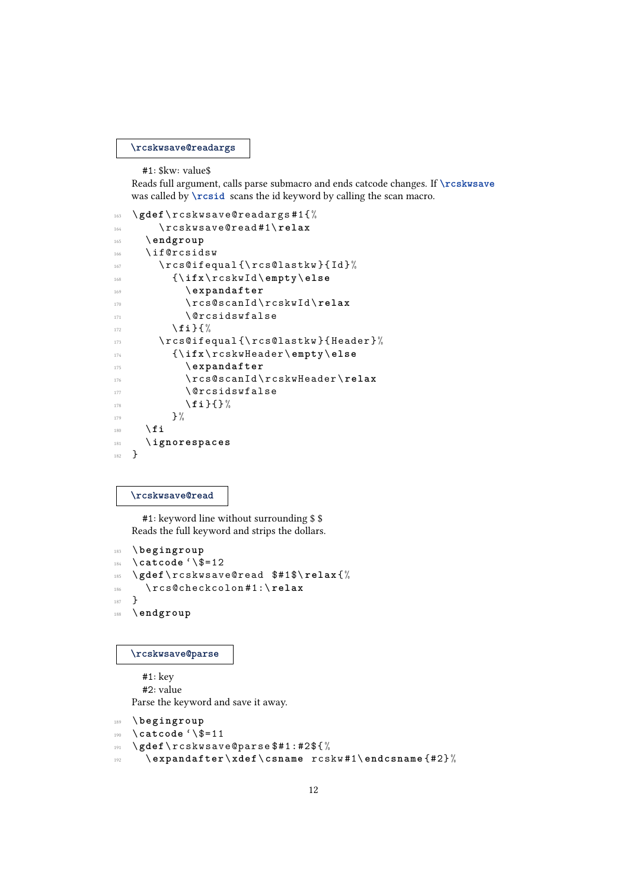`\rcskwsave@readargs`

#1: $kw: value$

Reads full argument, calls parse submacro and ends catcode changes. If `\rcskwsave` was called by `\rcsid` scans the id keyword by calling the scan macro.

```
163 \gdef\rcskwsave@readargs#1{%
164     \rcskwsave@read#1\relax
165   \endgroup
166   \if@rcsidsw
167     \rcs@ifequal{\rcs@lastkw}{Id}%
168       {\ifx\rcskwId\empty\else
169          \expandafter
170          \rcs@scanId\rcskwId\relax
171          \@rcsidswfalse
172        \fi}{%
173     \rcs@ifequal{\rcs@lastkw}{Header}%
174       {\ifx\rcskwHeader\empty\else
175          \expandafter
176          \rcs@scanId\rcskwHeader\relax
177          \@rcsidswfalse
178        \fi}{}%
179       }%
180   \fi
181   \ignorespaces
182 }
```

`\rcskwsave@read`

#1: keyword line without surrounding $ $

Reads the full keyword and strips the dollars.

```
183 \begingroup
184 \catcode`\$=12
185 \gdef\rcskwsave@read $#1$\relax{%
186   \rcs@checkcolon#1:\relax
187 }
188 \endgroup
```

`\rcskwsave@parse`

#1: key

#2: value

Parse the keyword and save it away.

```
189 \begingroup
190 \catcode`\$=11
191 \gdef\rcskwsave@parse$#1:#2${%
192   \expandafter\xdef\csname rcskw#1\endcsname{#2}%
```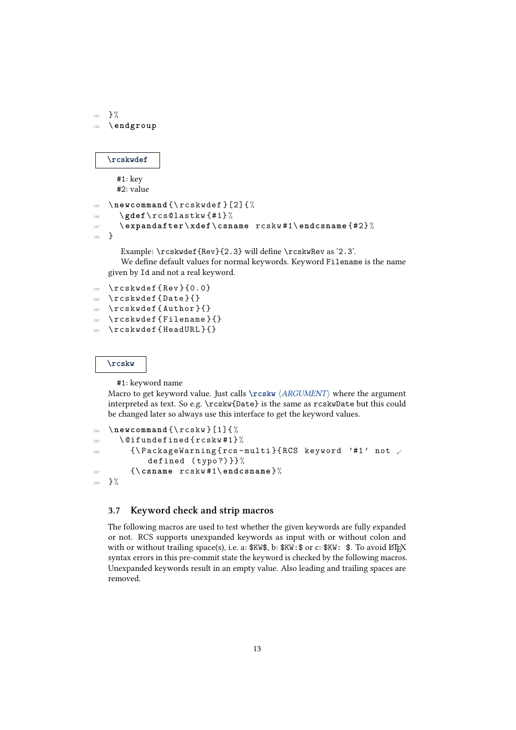```
193 }%
194 \endgroup
```

`\rcskwdef`

#1: key
#2: value

```
195 \newcommand{\rcskwdef}[2]{%
196   \gdef\rcs@lastkw{#1}%
197   \expandafter\xdef\csname rcskw#1\endcsname{#2}%
198 }
```

Example: `\rcskwdef{Rev}{2.3}` will define `\rcskwRev` as '2.3'.

We define default values for normal keywords. Keyword `Filename` is the name given by `Id` and not a real keyword.

```
199 \rcskwdef{Rev}{0.0}
200 \rcskwdef{Date}{}
201 \rcskwdef{Author}{}
202 \rcskwdef{Filename}{}
203 \rcskwdef{HeadURL}{}
```

`\rcskw`

#1: keyword name

Macro to get keyword value. Just calls `\rcskw` ⟨*ARGUMENT*⟩ where the argument interpreted as text. So e.g. `\rcskw{Date}` is the same as `rcskwDate` but this could be changed later so always use this interface to get the keyword values.

```
204 \newcommand{\rcskw}[1]{%
205   \@ifundefined{rcskw#1}%
206     {\PackageWarning{rcs-multi}{RCS keyword '#1' not
          defined (typo?)}}%
207     {\csname rcskw#1\endcsname}%
208 }%
```

## 3.7 Keyword check and strip macros

The following macros are used to test whether the given keywords are fully expanded or not. RCS supports unexpanded keywords as input with or without colon and with or without trailing space(s), i.e. a: `$KW$`, b: `$KW:$` or c: `$KW: $`. To avoid LaTeX syntax errors in this pre-commit state the keyword is checked by the following macros. Unexpanded keywords result in an empty value. Also leading and trailing spaces are removed.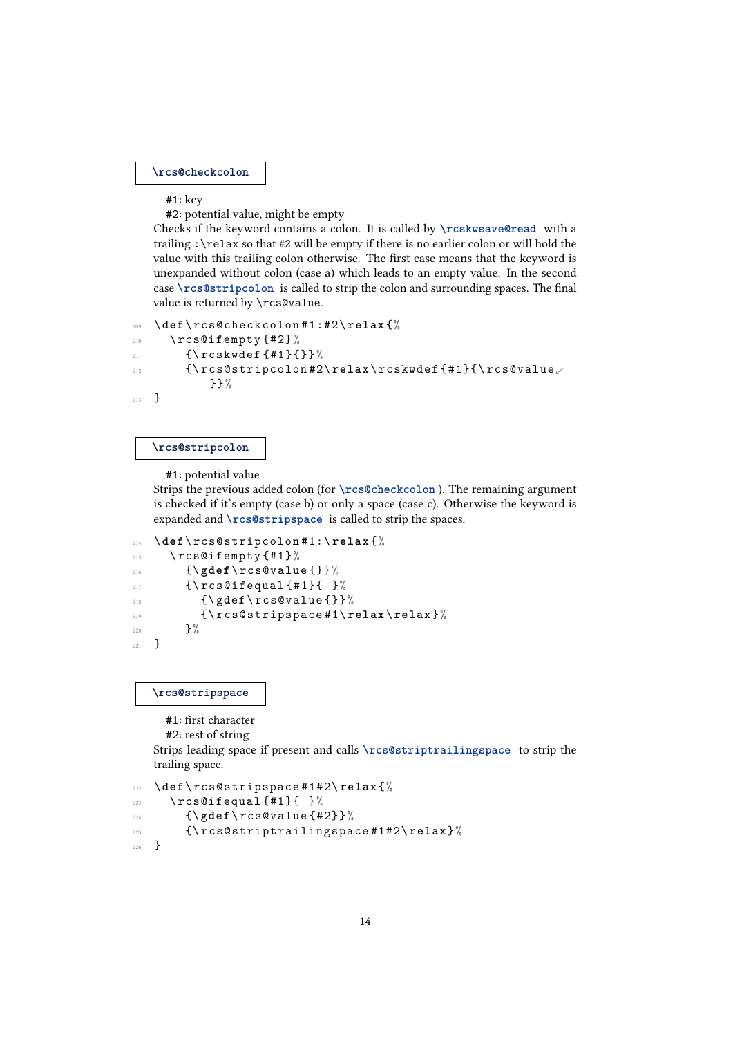`\rcs@checkcolon`

#1: key
#2: potential value, might be empty

Checks if the keyword contains a colon. It is called by `\rcskwsave@read` with a trailing `:\relax` so that #2 will be empty if there is no earlier colon or will hold the value with this trailing colon otherwise. The first case means that the keyword is unexpanded without colon (case a) which leads to an empty value. In the second case `\rcs@stripcolon` is called to strip the colon and surrounding spaces. The final value is returned by `\rcs@value`.

```
209 \def\rcs@checkcolon#1:#2\relax{%
210   \rcs@ifempty{#2}%
211     {\rcskwdef{#1}{}}%
212     {\rcs@stripcolon#2\relax\rcskwdef{#1}{\rcs@value
        }}%
213 }
```

`\rcs@stripcolon`

#1: potential value

Strips the previous added colon (for `\rcs@checkcolon`). The remaining argument is checked if it's empty (case b) or only a space (case c). Otherwise the keyword is expanded and `\rcs@stripspace` is called to strip the spaces.

```
214 \def\rcs@stripcolon#1:\relax{%
215   \rcs@ifempty{#1}%
216     {\gdef\rcs@value{}}%
217     {\rcs@ifequal{#1}{ }%
218       {\gdef\rcs@value{}}%
219       {\rcs@stripspace#1\relax\relax}%
220     }%
221 }
```

`\rcs@stripspace`

#1: first character
#2: rest of string

Strips leading space if present and calls `\rcs@striptrailingspace` to strip the trailing space.

```
222 \def\rcs@stripspace#1#2\relax{%
223   \rcs@ifequal{#1}{ }%
224     {\gdef\rcs@value{#2}}%
225     {\rcs@striptrailingspace#1#2\relax}%
226 }
```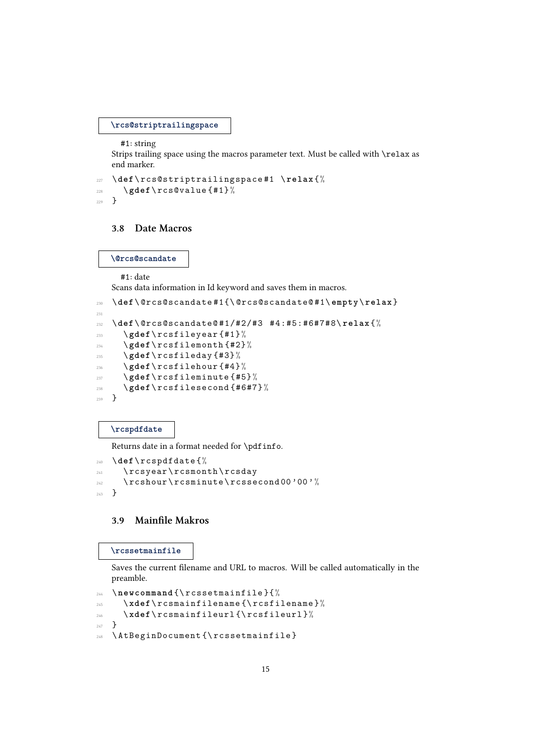`\rcs@striptrailingspace`

#1: string

Strips trailing space using the macros parameter text. Must be called with `\relax` as end marker.

```
227 \def\rcs@striptrailingspace#1 \relax{%
228   \gdef\rcs@value{#1}%
229 }
```

### 3.8 Date Macros

`\@rcs@scandate`

#1: date

Scans data information in Id keyword and saves them in macros.

```
230 \def\@rcs@scandate#1{\@rcs@scandate@#1\empty\relax}
231 
232 \def\@rcs@scandate@#1/#2/#3 #4:#5:#6#7#8\relax{%
233   \gdef\rcsfileyear{#1}%
234   \gdef\rcsfilemonth{#2}%
235   \gdef\rcsfileday{#3}%
236   \gdef\rcsfilehour{#4}%
237   \gdef\rcsfileminute{#5}%
238   \gdef\rcsfilesecond{#6#7}%
239 }
```

`\rcspdfdate`

Returns date in a format needed for `\pdfinfo`.

```
240 \def\rcspdfdate{%
241   \rcsyear\rcsmonth\rcsday
242   \rcshour\rcsminute\rcssecond00'00'%
243 }
```

### 3.9 Mainfile Makros

`\rcssetmainfile`

Saves the current filename and URL to macros. Will be called automatically in the preamble.

```
244 \newcommand{\rcssetmainfile}{%
245   \xdef\rcsmainfilename{\rcsfilename}%
246   \xdef\rcsmainfileurl{\rcsfileurl}%
247 }
248 \AtBeginDocument{\rcssetmainfile}
```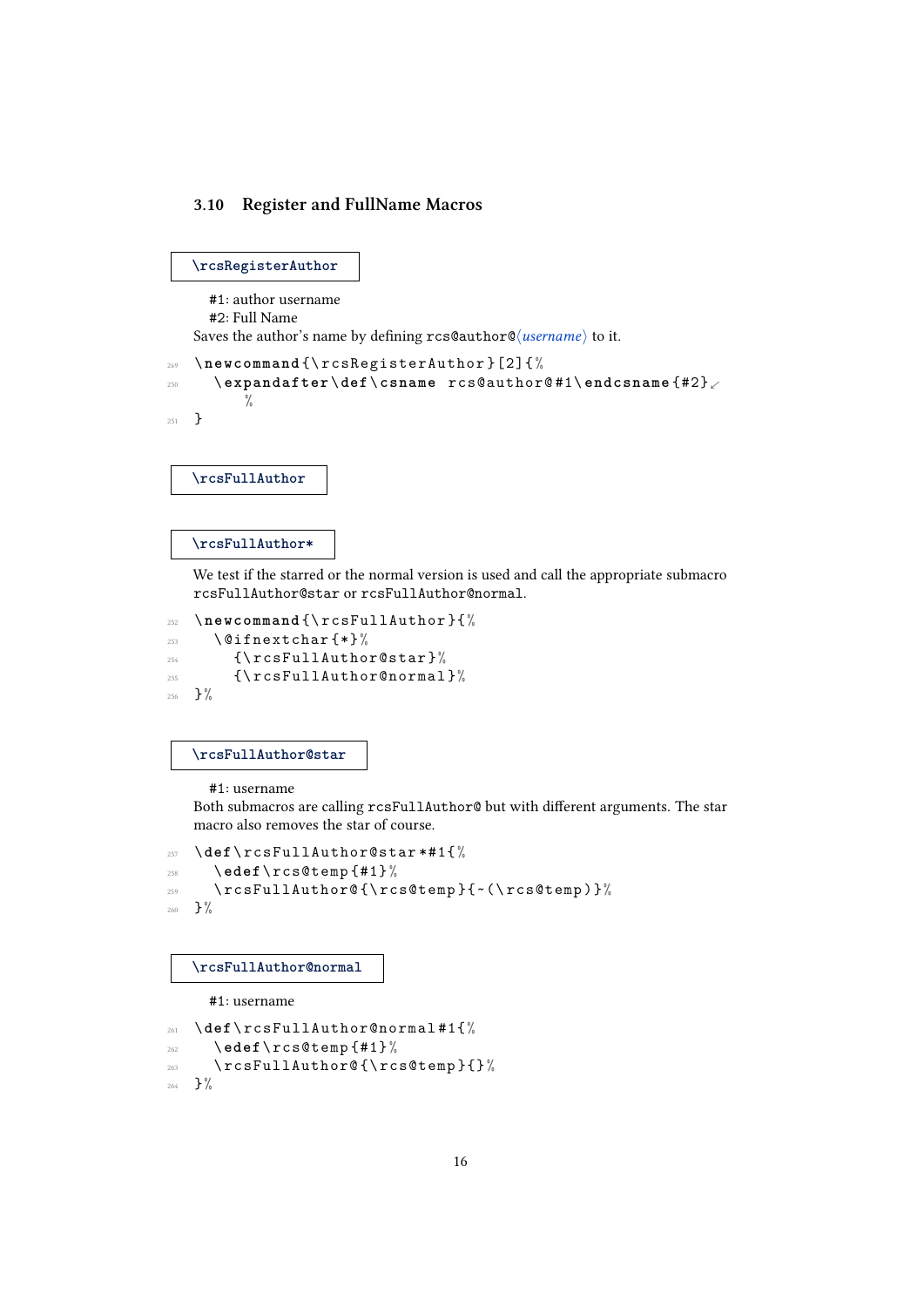### 3.10 Register and FullName Macros

`\rcsRegisterAuthor`

#1: author username
#2: Full Name

Saves the author's name by defining `rcs@author@`⟨*username*⟩ to it.

```
249 \newcommand{\rcsRegisterAuthor}[2]{%
250   \expandafter\def\csname rcs@author@#1\endcsname{#2}%
251 }
```

`\rcsFullAuthor`

`\rcsFullAuthor*`

We test if the starred or the normal version is used and call the appropriate submacro `rcsFullAuthor@star` or `rcsFullAuthor@normal`.

```
252 \newcommand{\rcsFullAuthor}{%
253   \@ifnextchar{*}%
254     {\rcsFullAuthor@star}%
255     {\rcsFullAuthor@normal}%
256 }%
```

`\rcsFullAuthor@star`

#1: username

Both submacros are calling `rcsFullAuthor@` but with different arguments. The star macro also removes the star of course.

```
257 \def\rcsFullAuthor@star*#1{%
258   \edef\rcs@temp{#1}%
259   \rcsFullAuthor@{\rcs@temp}{~(\rcs@temp)}%
260 }%
```

`\rcsFullAuthor@normal`

#1: username

```
261 \def\rcsFullAuthor@normal#1{%
262   \edef\rcs@temp{#1}%
263   \rcsFullAuthor@{\rcs@temp}{}%
264 }%
```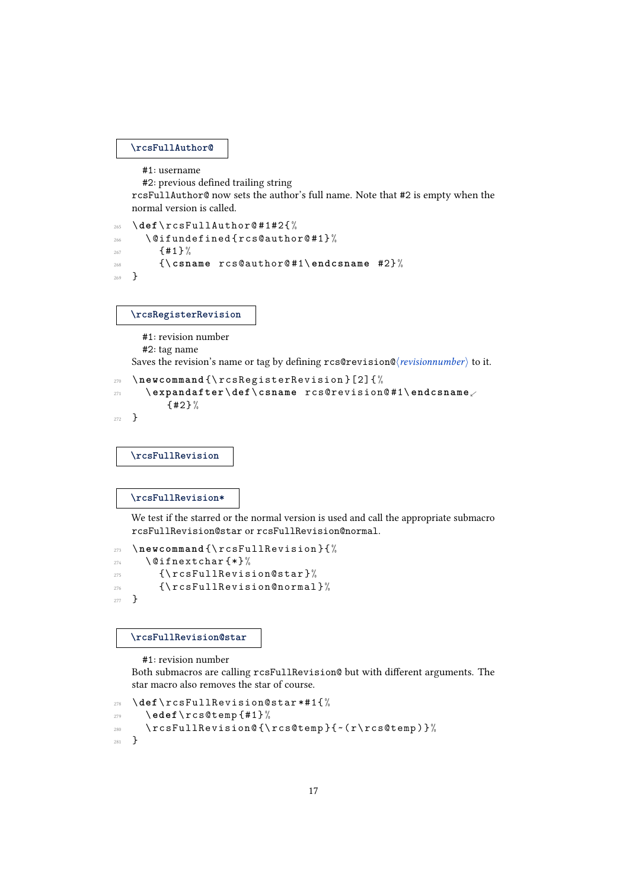`\rcsFullAuthor@`

#1: username
#2: previous defined trailing string

rcsFullAuthor@ now sets the author's full name. Note that #2 is empty when the normal version is called.

```
265 \def\rcsFullAuthor@#1#2{%
266   \@ifundefined{rcs@author@#1}%
267     {#1}%
268     {\csname rcs@author@#1\endcsname #2}%
269 }
```

`\rcsRegisterRevision`

#1: revision number
#2: tag name

Saves the revision's name or tag by defining rcs@revision@⟨*revisionnumber*⟩ to it.

```
270 \newcommand{\rcsRegisterRevision}[2]{%
271   \expandafter\def\csname rcs@revision@#1\endcsname
        {#2}%
272 }
```

`\rcsFullRevision`

`\rcsFullRevision*`

We test if the starred or the normal version is used and call the appropriate submacro rcsFullRevision@star or rcsFullRevision@normal.

```
273 \newcommand{\rcsFullRevision}{%
274   \@ifnextchar{*}%
275     {\rcsFullRevision@star}%
276     {\rcsFullRevision@normal}%
277 }
```

`\rcsFullRevision@star`

#1: revision number

Both submacros are calling rcsFullRevision@ but with different arguments. The star macro also removes the star of course.

```
278 \def\rcsFullRevision@star*#1{%
279   \edef\rcs@temp{#1}%
280   \rcsFullRevision@{\rcs@temp}{~(r\rcs@temp)}%
281 }
```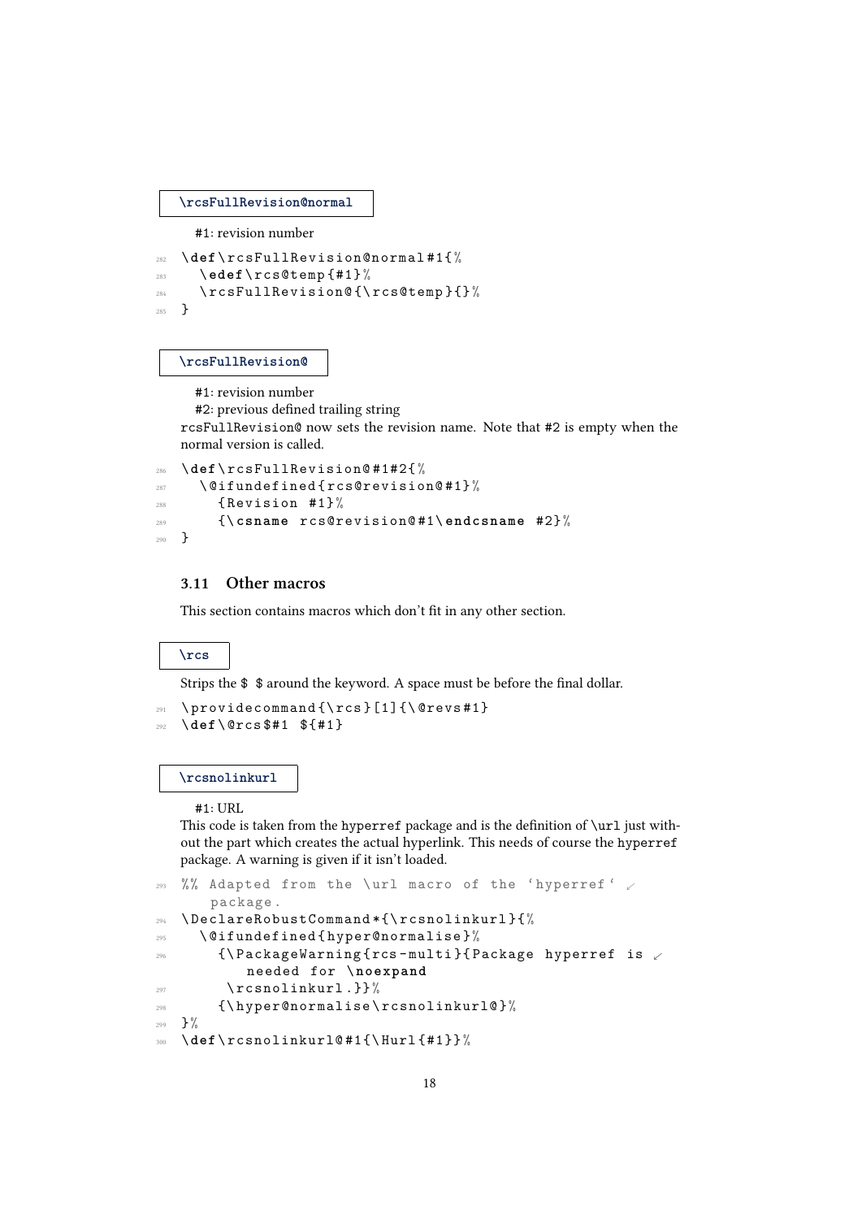**\rcsFullRevision@normal**

#1: revision number

```
282 \def\rcsFullRevision@normal#1{%
283   \edef\rcs@temp{#1}%
284   \rcsFullRevision@{\rcs@temp}{}%
285 }
```

**\rcsFullRevision@**

#1: revision number

#2: previous defined trailing string

rcsFullRevision@ now sets the revision name. Note that #2 is empty when the normal version is called.

```
286 \def\rcsFullRevision@#1#2{%
287   \@ifundefined{rcs@revision@#1}%
288     {Revision #1}%
289     {\csname rcs@revision@#1\endcsname #2}%
290 }
```

### 3.11 Other macros

This section contains macros which don't fit in any other section.

**\rcs**

Strips the $ $ around the keyword. A space must be before the final dollar.

```
291 \providecommand{\rcs}[1]{\@revs#1}
292 \def\@rcs$#1 ${#1}
```

**\rcsnolinkurl**

#1: URL

This code is taken from the hyperref package and is the definition of \url just without the part which creates the actual hyperlink. This needs of course the hyperref package. A warning is given if it isn't loaded.

```
293 %% Adapted from the \url macro of the ‘hyperref‘ package.
294 \DeclareRobustCommand*{\rcsnolinkurl}{%
295   \@ifundefined{hyper@normalise}%
296     {\PackageWarning{rcs-multi}{Package hyperref is needed for \noexpand
297      \rcsnolinkurl.}}%
298     {\hyper@normalise\rcsnolinkurl@}%
299 }%
300 \def\rcsnolinkurl@#1{\Hurl{#1}}%
```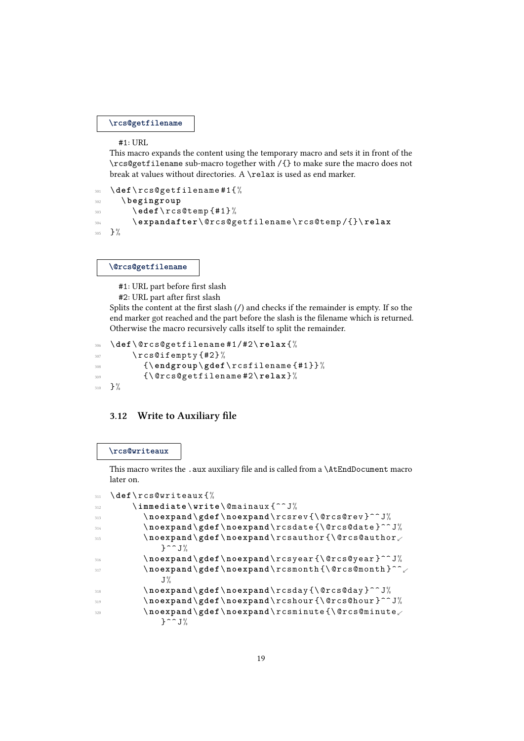`\rcs@getfilename`

#1: URL

This macro expands the content using the temporary macro and sets it in front of the `\rcs@getfilename` sub-macro together with `/{}` to make sure the macro does not break at values without directories. A `\relax` is used as end marker.

```
301 \def\rcs@getfilename#1{%
302   \begingroup
303     \edef\rcs@temp{#1}%
304     \expandafter\@rcs@getfilename\rcs@temp/{}\relax
305 }%
```

`\@rcs@getfilename`

#1: URL part before first slash

#2: URL part after first slash

Splits the content at the first slash (/) and checks if the remainder is empty. If so the end marker got reached and the part before the slash is the filename which is returned. Otherwise the macro recursively calls itself to split the remainder.

```
306 \def\@rcs@getfilename#1/#2\relax{%
307     \rcs@ifempty{#2}%
308       {\endgroup\gdef\rcsfilename{#1}}%
309       {\@rcs@getfilename#2\relax}%
310 }%
```

### 3.12 Write to Auxiliary file

`\rcs@writeaux`

This macro writes the `.aux` auxiliary file and is called from a `\AtEndDocument` macro later on.

```
311 \def\rcs@writeaux{%
312     \immediate\write\@mainaux{^^J%
313       \noexpand\gdef\noexpand\rcsrev{\@rcs@rev}^^J%
314       \noexpand\gdef\noexpand\rcsdate{\@rcs@date}^^J%
315       \noexpand\gdef\noexpand\rcsauthor{\@rcs@author
          }^^J%
316       \noexpand\gdef\noexpand\rcsyear{\@rcs@year}^^J%
317       \noexpand\gdef\noexpand\rcsmonth{\@rcs@month}^^
          J%
318       \noexpand\gdef\noexpand\rcsday{\@rcs@day}^^J%
319       \noexpand\gdef\noexpand\rcshour{\@rcs@hour}^^J%
320       \noexpand\gdef\noexpand\rcsminute{\@rcs@minute
          }^^J%
```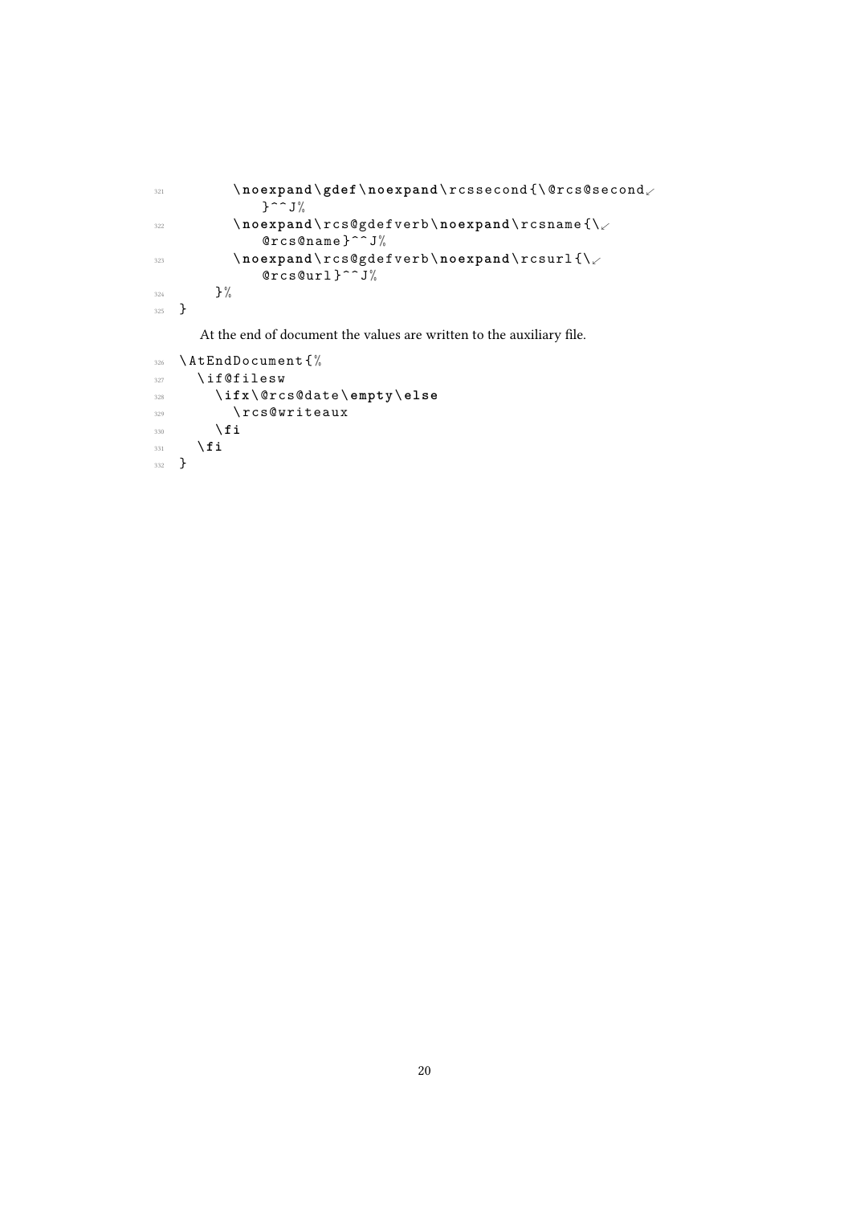```
321          \noexpand\gdef\noexpand\rcssecond{\@rcs@second}^^J%
322          \noexpand\rcs@gdefverb\noexpand\rcsname{\@rcs@name}^^J%
323          \noexpand\rcs@gdefverb\noexpand\rcsurl{\@rcs@url}^^J%
324        }%
325  }
```

At the end of document the values are written to the auxiliary file.

```
326  \AtEndDocument{%
327    \if@filesw
328      \ifx\@rcs@date\empty\else
329        \rcs@writeaux
330      \fi
331    \fi
332  }
```